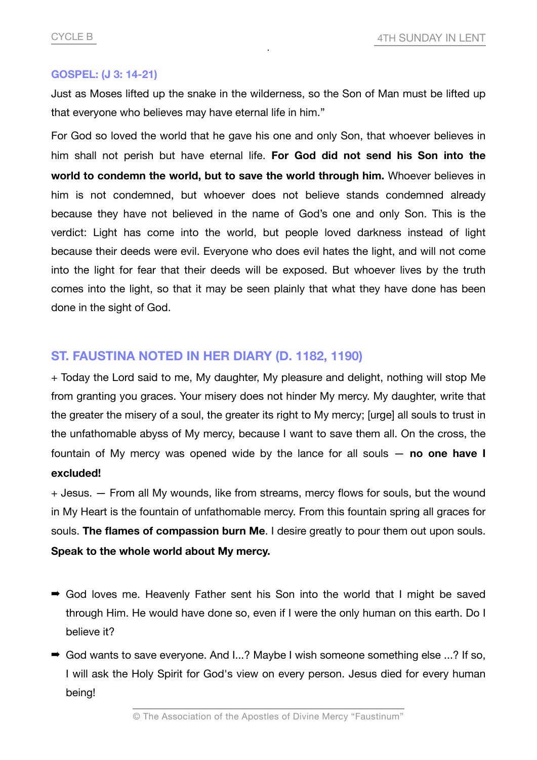### GOSPEL: (J 3: 14-21)

Just as Moses lifted up the snake in the wilderness, so the Son of Man must be lifted up that everyone who believes may have eternal life in him."

For God so loved the world that he gave his one and only Son, that whoever believes in him shall not perish but have eternal life. **For God did not send his Son into the world to condemn the world, but to save the world through him.** Whoever believes in him is not condemned, but whoever does not believe stands condemned already because they have not believed in the name of God's one and only Son. This is the verdict: Light has come into the world, but people loved darkness instead of light because their deeds were evil. Everyone who does evil hates the light, and will not come into the light for fear that their deeds will be exposed. But whoever lives by the truth comes into the light, so that it may be seen plainly that what they have done has been done in the sight of God.

## ST. FAUSTINA NOTED IN HER DIARY (D. 1182, 1190)

+ Today the Lord said to me, My daughter, My pleasure and delight, nothing will stop Me from granting you graces. Your misery does not hinder My mercy. My daughter, write that the greater the misery of a soul, the greater its right to My mercy; [urge] all souls to trust in the unfathomable abyss of My mercy, because I want to save them all. On the cross, the fountain of My mercy was opened wide by the lance for all souls — **no one have I excluded!**

+ Jesus. — From all My wounds, like from streams, mercy flows for souls, but the wound in My Heart is the fountain of unfathomable mercy. From this fountain spring all graces for souls. **The flames of compassion burn Me**. I desire greatly to pour them out upon souls. **Speak to the whole world about My mercy.**

- ➡ God loves me. Heavenly Father sent his Son into the world that I might be saved through Him. He would have done so, even if I were the only human on this earth. Do I believe it?
- ➡ God wants to save everyone. And I...? Maybe I wish someone something else ...? If so, I will ask the Holy Spirit for God's view on every person. Jesus died for every human being!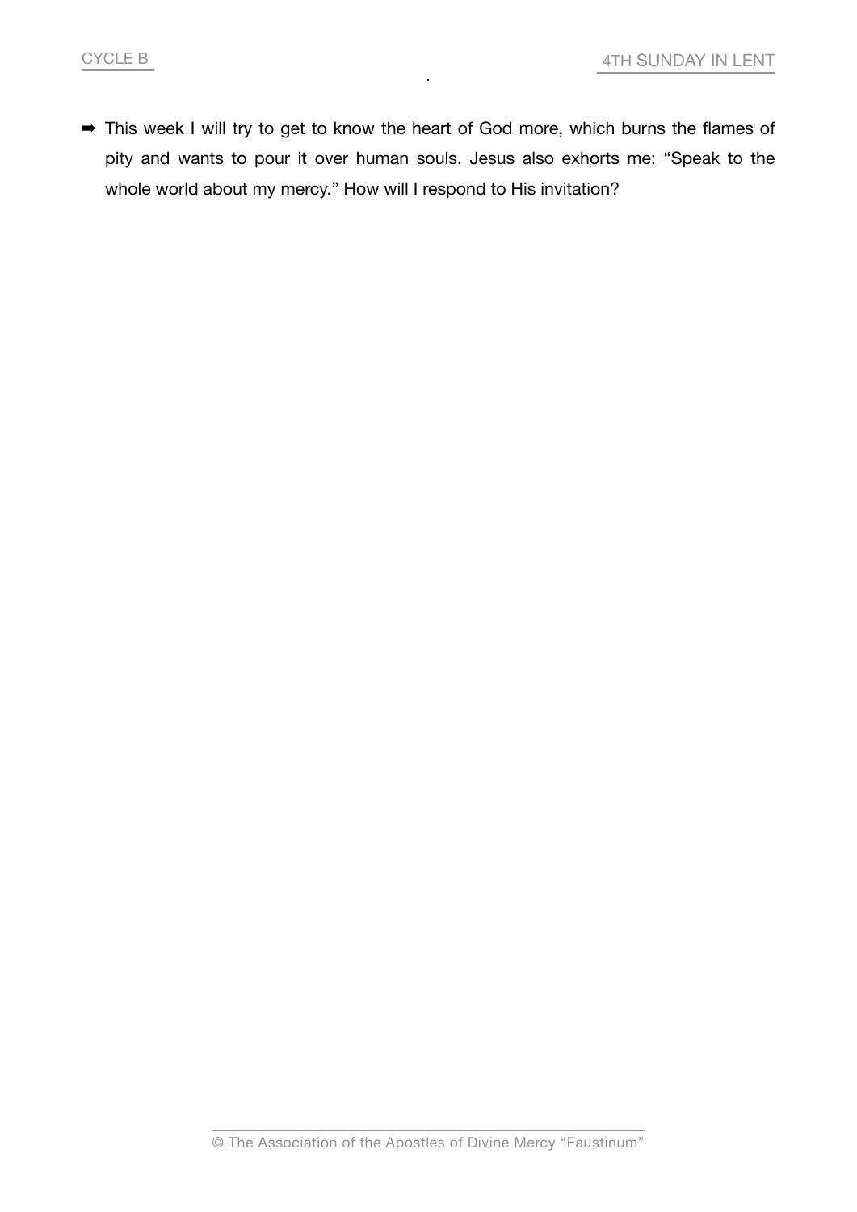➡ This week I will try to get to know the heart of God more, which burns the flames of pity and wants to pour it over human souls. Jesus also exhorts me: "Speak to the whole world about my mercy." How will I respond to His invitation?